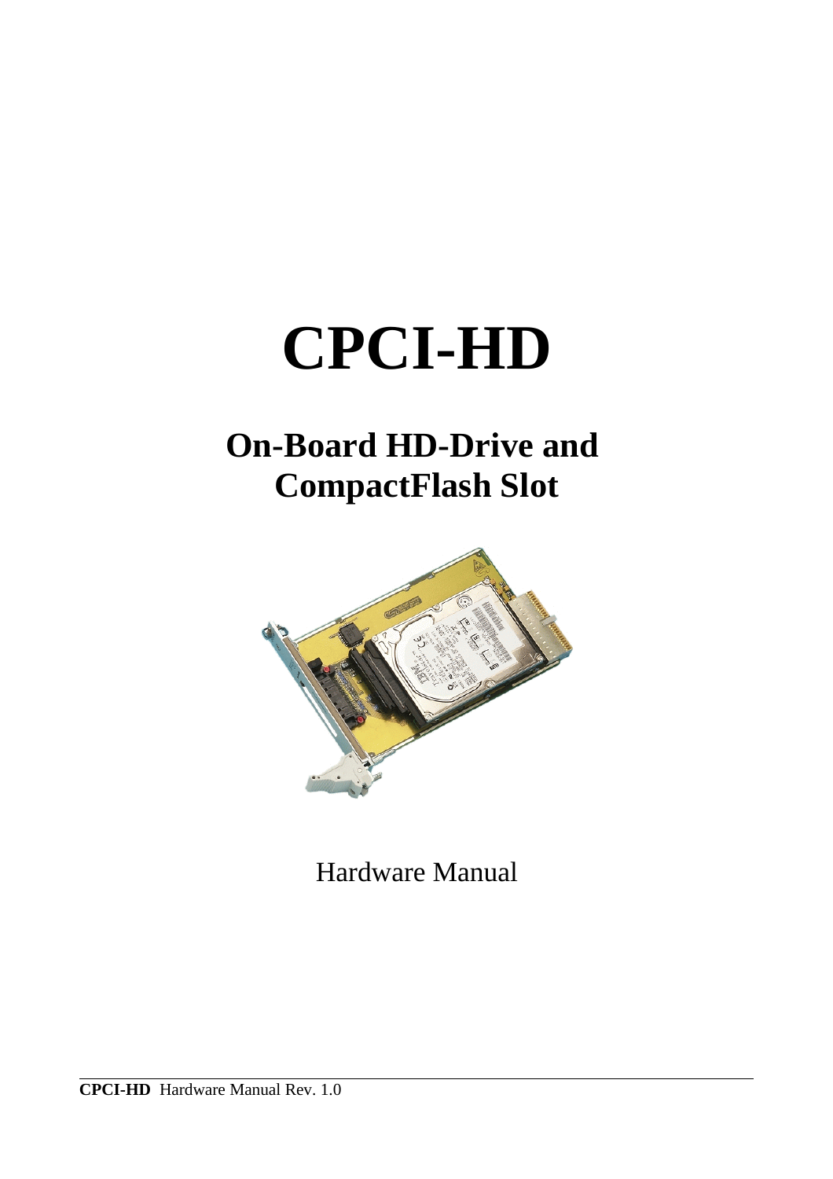# CPCI-HD

## On-Board HD-Drive and CompactFlash Slot

Hardware Manual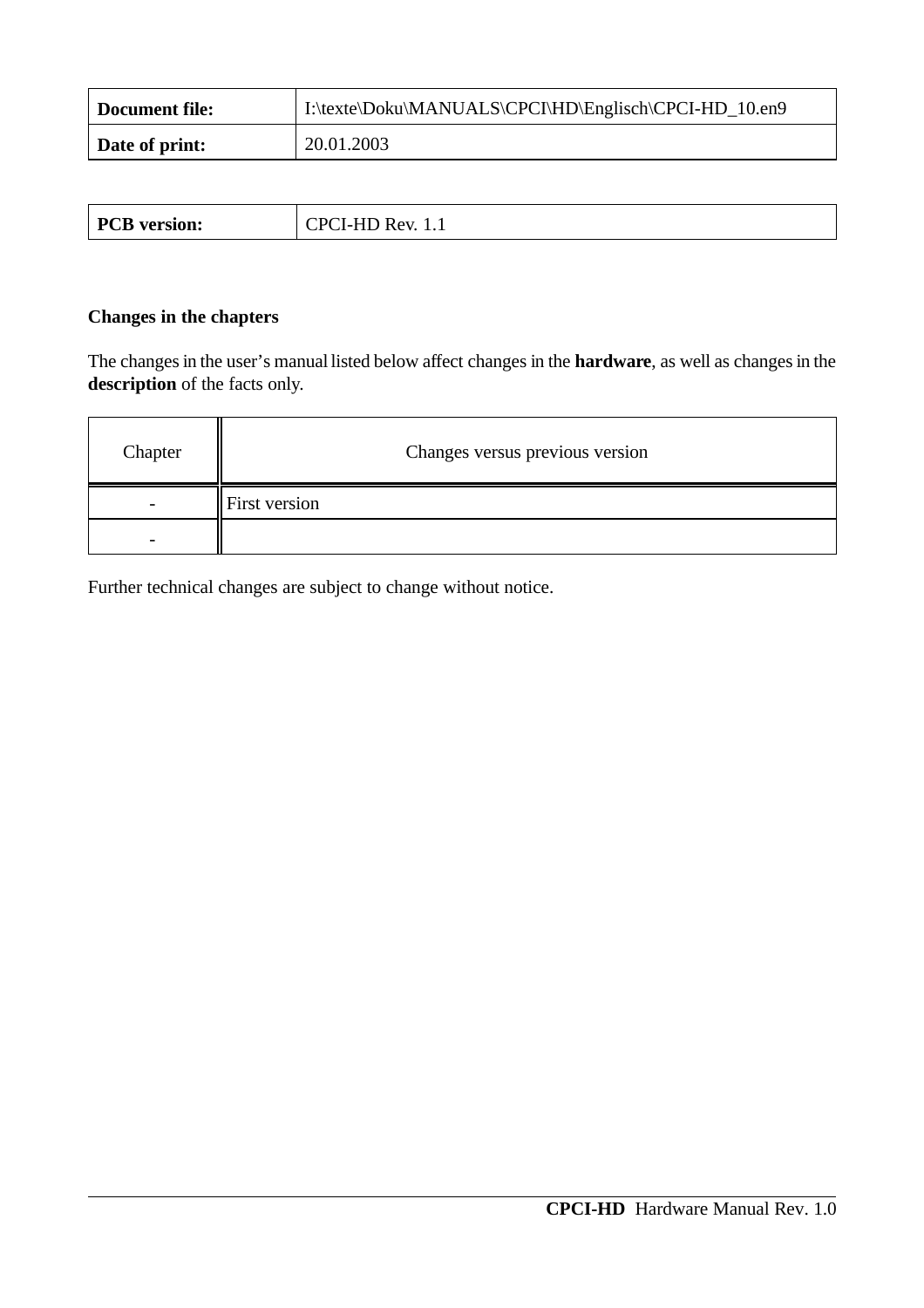| Document file: | I:\texte\Doku\MANUALS\CPCI\HD\Englisch\CPCI-HD_10.en9 |
| --- | --- |
| **Date of print:** | 20.01.2003 |

| PCB version: | CPCI-HD Rev. 1.1 |
| --- | --- |

**Changes in the chapters**

The changes in the user's manual listed below affect changes in the **hardware**, as well as changes in the **description** of the facts only.

| Chapter | Changes versus previous version |
| --- | --- |
| - | First version |
| - | |

Further technical changes are subject to change without notice.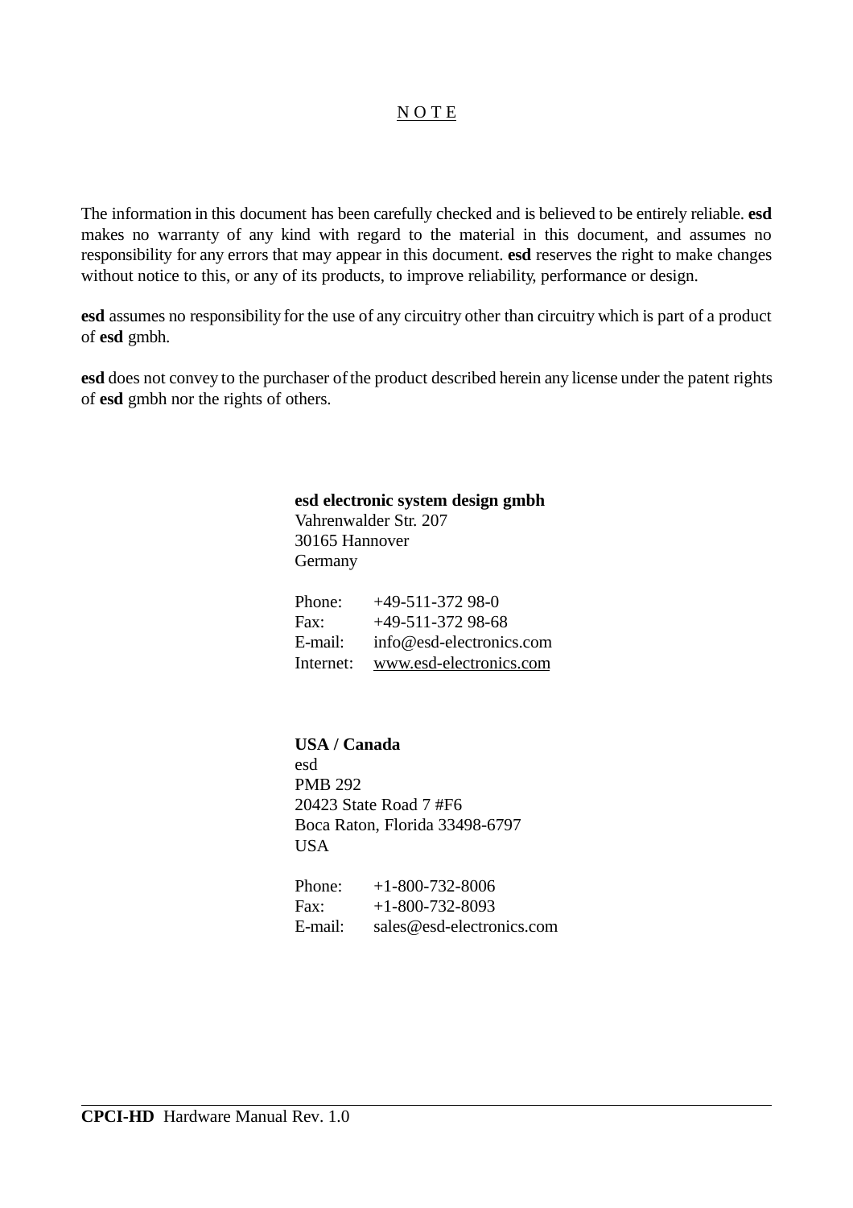# N O T E

The information in this document has been carefully checked and is believed to be entirely reliable. **esd** makes no warranty of any kind with regard to the material in this document, and assumes no responsibility for any errors that may appear in this document. **esd** reserves the right to make changes without notice to this, or any of its products, to improve reliability, performance or design.

**esd** assumes no responsibility for the use of any circuitry other than circuitry which is part of a product of **esd** gmbh.

**esd** does not convey to the purchaser of the product described herein any license under the patent rights of **esd** gmbh nor the rights of others.

**esd electronic system design gmbh**
Vahrenwalder Str. 207
30165 Hannover
Germany

Phone: +49-511-372 98-0
Fax: +49-511-372 98-68
E-mail: info@esd-electronics.com
Internet: www.esd-electronics.com

**USA / Canada**
esd
PMB 292
20423 State Road 7 #F6
Boca Raton, Florida 33498-6797
USA

Phone: +1-800-732-8006
Fax: +1-800-732-8093
E-mail: sales@esd-electronics.com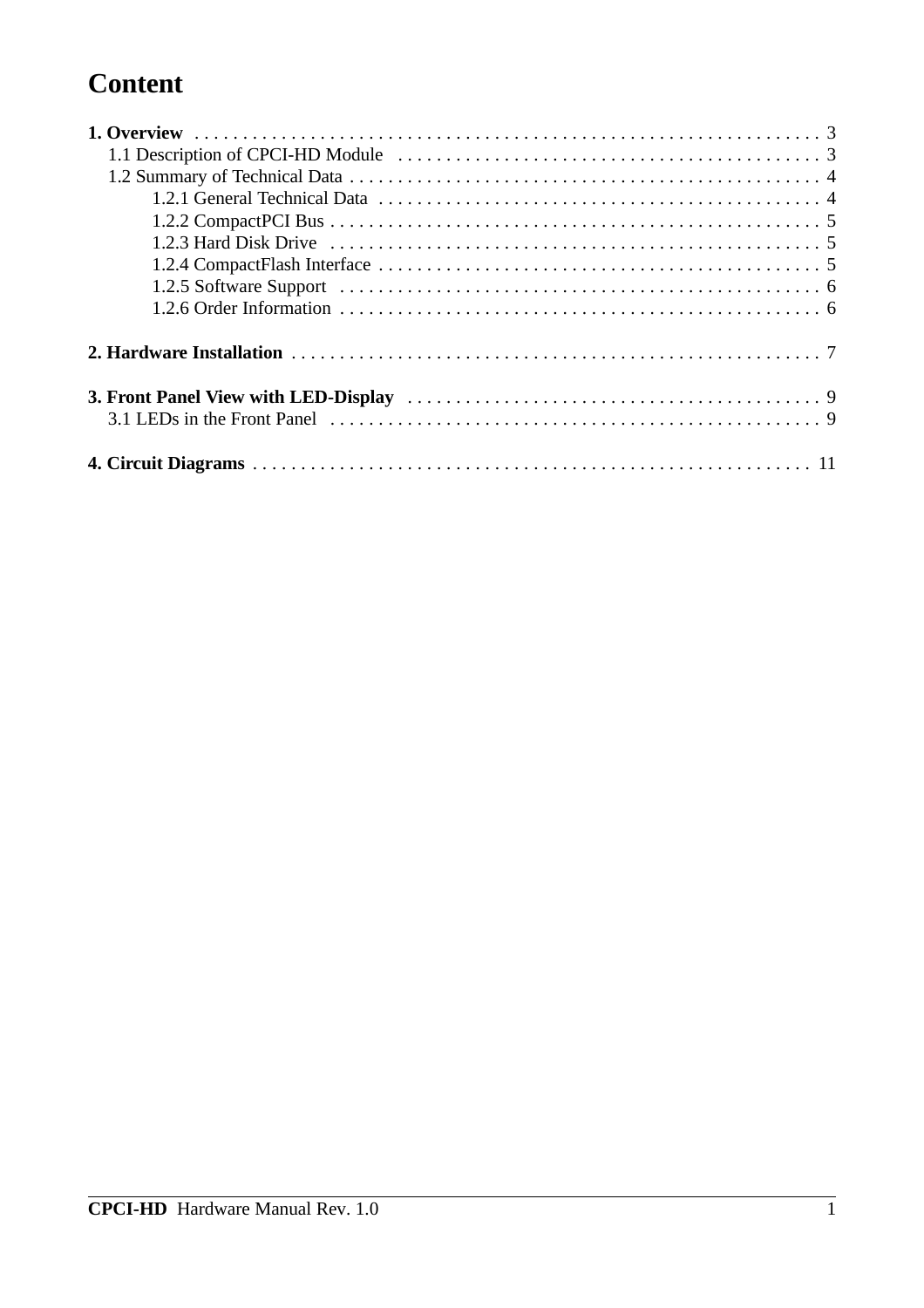# Content

**1. Overview** . . . . . . . . . . . . . . . . . . . . . . . . . . . . . . . . . . . . . . . . . . . . . . . . . . . . . . . . . . . . . 3
- 1.1 Description of CPCI-HD Module . . . . . . . . . . . . . . . . . . . . . . . . . . . . . . . . . . . . . . . . . . . 3
- 1.2 Summary of Technical Data . . . . . . . . . . . . . . . . . . . . . . . . . . . . . . . . . . . . . . . . . . . . . . . 4
  - 1.2.1 General Technical Data . . . . . . . . . . . . . . . . . . . . . . . . . . . . . . . . . . . . . . . . . . . . . 4
  - 1.2.2 CompactPCI Bus . . . . . . . . . . . . . . . . . . . . . . . . . . . . . . . . . . . . . . . . . . . . . . . . . . 5
  - 1.2.3 Hard Disk Drive . . . . . . . . . . . . . . . . . . . . . . . . . . . . . . . . . . . . . . . . . . . . . . . . . . . 5
  - 1.2.4 CompactFlash Interface . . . . . . . . . . . . . . . . . . . . . . . . . . . . . . . . . . . . . . . . . . . . . 5
  - 1.2.5 Software Support . . . . . . . . . . . . . . . . . . . . . . . . . . . . . . . . . . . . . . . . . . . . . . . . . 6
  - 1.2.6 Order Information . . . . . . . . . . . . . . . . . . . . . . . . . . . . . . . . . . . . . . . . . . . . . . . . . 6

**2. Hardware Installation** . . . . . . . . . . . . . . . . . . . . . . . . . . . . . . . . . . . . . . . . . . . . . . . . . . . . 7

**3. Front Panel View with LED-Display** . . . . . . . . . . . . . . . . . . . . . . . . . . . . . . . . . . . . . . . . . 9
- 3.1 LEDs in the Front Panel . . . . . . . . . . . . . . . . . . . . . . . . . . . . . . . . . . . . . . . . . . . . . . . . . . 9

**4. Circuit Diagrams** . . . . . . . . . . . . . . . . . . . . . . . . . . . . . . . . . . . . . . . . . . . . . . . . . . . . . . . 11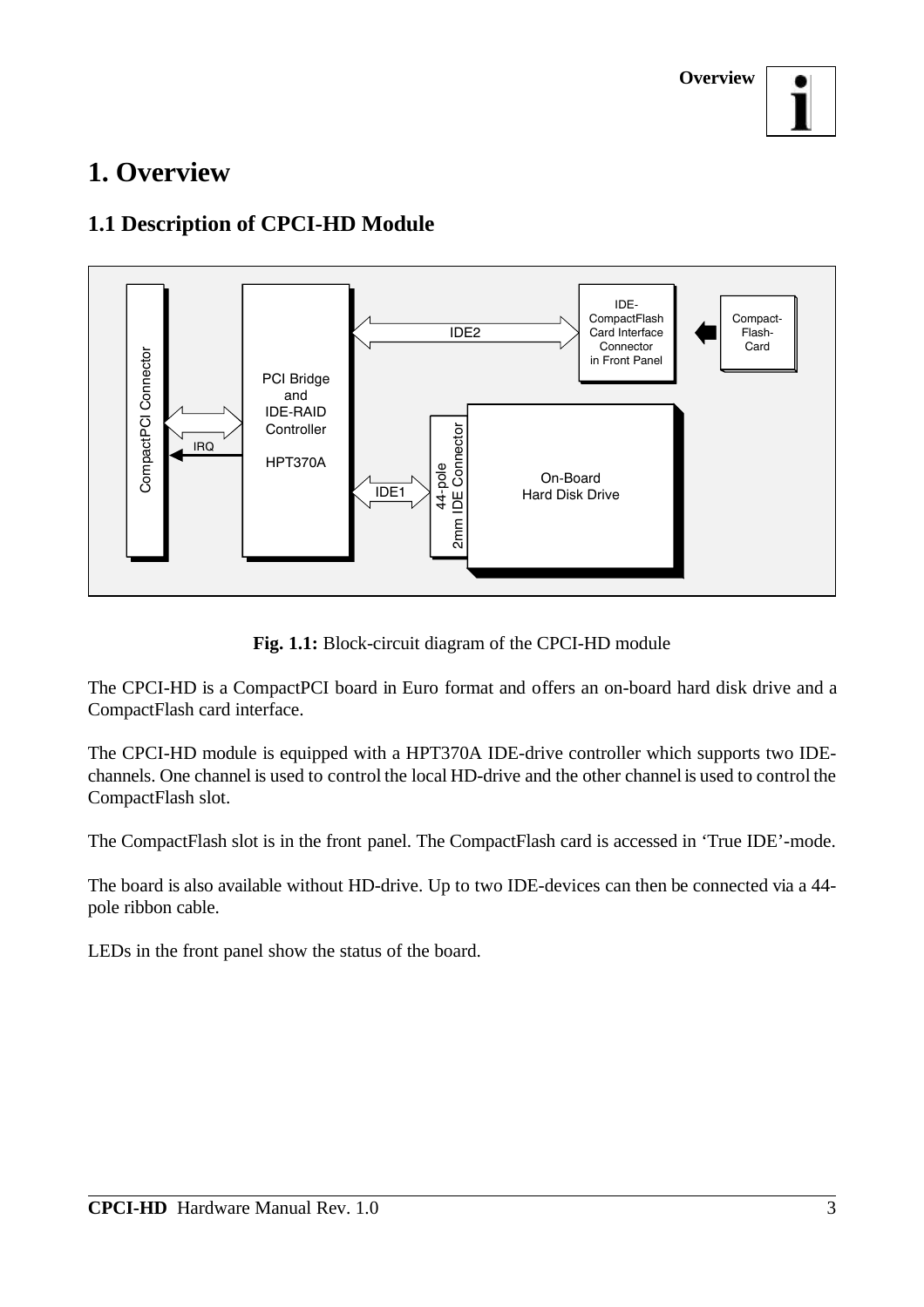# 1. Overview

## 1.1 Description of CPCI-HD Module

**Fig. 1.1:** Block-circuit diagram of the CPCI-HD module

The CPCI-HD is a CompactPCI board in Euro format and offers an on-board hard disk drive and a CompactFlash card interface.

The CPCI-HD module is equipped with a HPT370A IDE-drive controller which supports two IDE-channels. One channel is used to control the local HD-drive and the other channel is used to control the CompactFlash slot.

The CompactFlash slot is in the front panel. The CompactFlash card is accessed in 'True IDE'-mode.

The board is also available without HD-drive. Up to two IDE-devices can then be connected via a 44-pole ribbon cable.

LEDs in the front panel show the status of the board.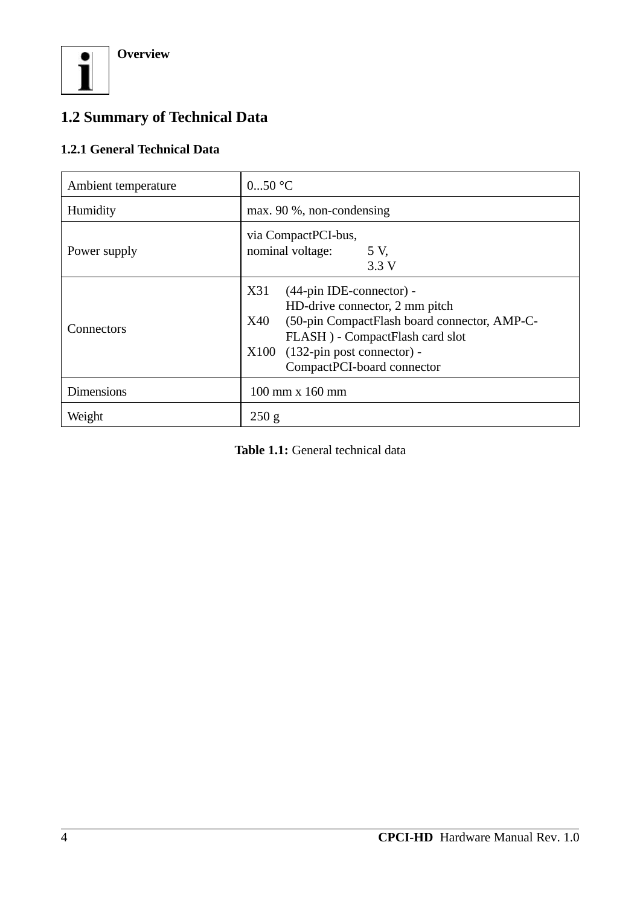## 1.2 Summary of Technical Data

### 1.2.1 General Technical Data

| | |
|---|---|
| Ambient temperature | 0...50 °C |
| Humidity | max. 90 %, non-condensing |
| Power supply | via CompactPCI-bus,<br>nominal voltage: 5 V,<br>3.3 V |
| Connectors | X31 (44-pin IDE-connector) - HD-drive connector, 2 mm pitch<br>X40 (50-pin CompactFlash board connector, AMP-C-FLASH ) - CompactFlash card slot<br>X100 (132-pin post connector) - CompactPCI-board connector |
| Dimensions | 100 mm x 160 mm |
| Weight | 250 g |

**Table 1.1:** General technical data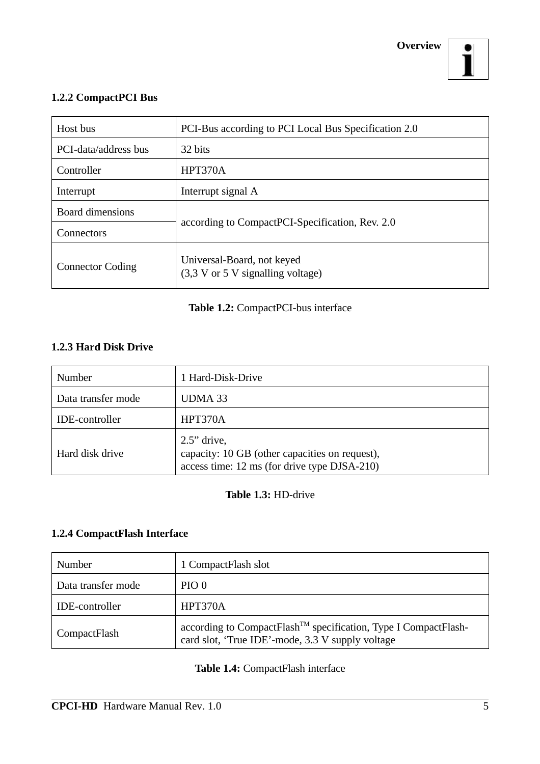### 1.2.2 CompactPCI Bus

| Host bus | PCI-Bus according to PCI Local Bus Specification 2.0 |
|---|---|
| PCI-data/address bus | 32 bits |
| Controller | HPT370A |
| Interrupt | Interrupt signal A |
| Board dimensions | according to CompactPCI-Specification, Rev. 2.0 |
| Connectors | |
| Connector Coding | Universal-Board, not keyed<br>(3,3 V or 5 V signalling voltage) |

**Table 1.2:** CompactPCI-bus interface

### 1.2.3 Hard Disk Drive

| Number | 1 Hard-Disk-Drive |
|---|---|
| Data transfer mode | UDMA 33 |
| IDE-controller | HPT370A |
| Hard disk drive | 2.5” drive,<br>capacity: 10 GB (other capacities on request),<br>access time: 12 ms (for drive type DJSA-210) |

**Table 1.3:** HD-drive

### 1.2.4 CompactFlash Interface

| Number | 1 CompactFlash slot |
|---|---|
| Data transfer mode | PIO 0 |
| IDE-controller | HPT370A |
| CompactFlash | according to CompactFlash™ specification, Type I CompactFlash-card slot, ‘True IDE’-mode, 3.3 V supply voltage |

**Table 1.4:** CompactFlash interface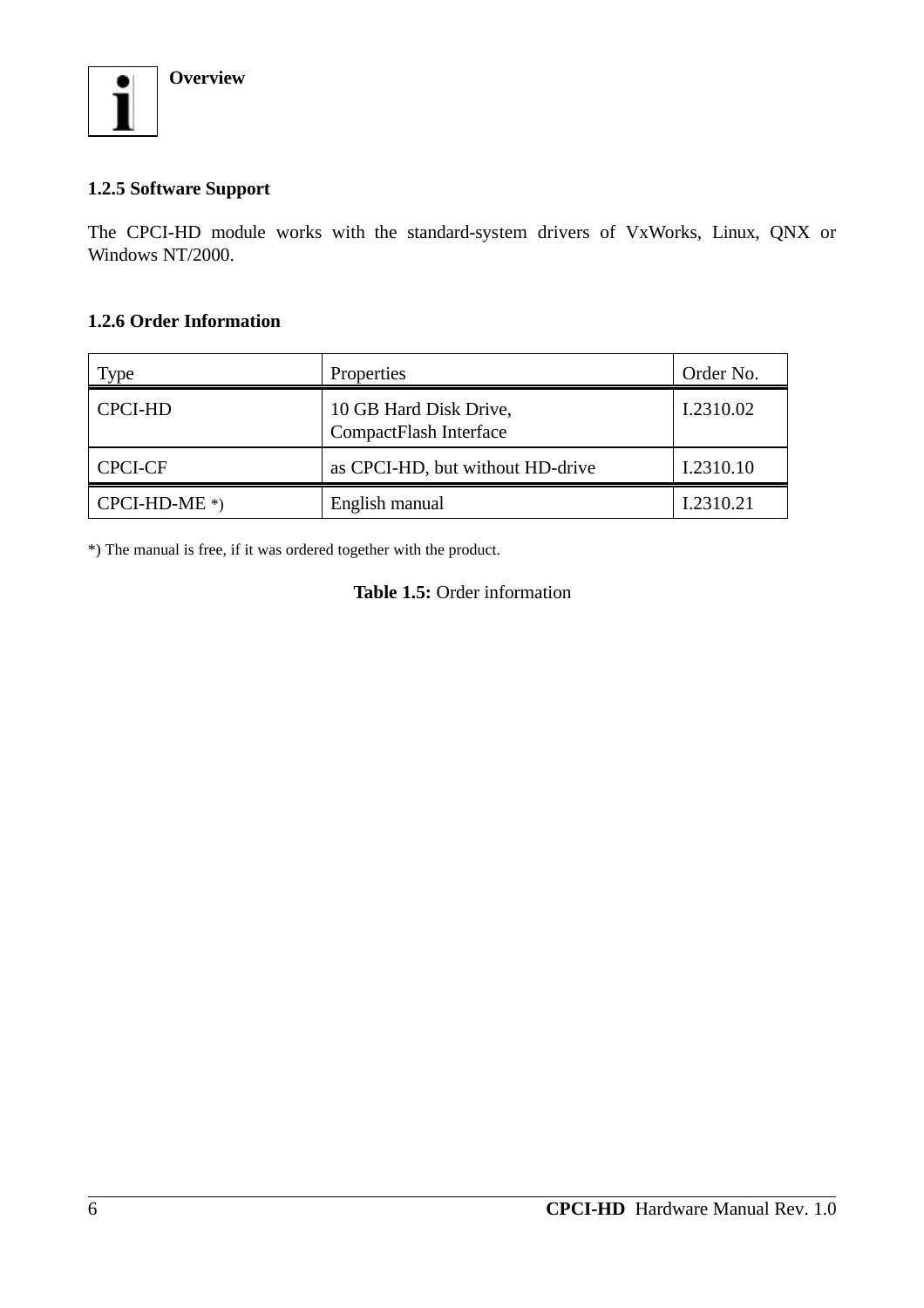### 1.2.5 Software Support

The CPCI-HD module works with the standard-system drivers of VxWorks, Linux, QNX or Windows NT/2000.

### 1.2.6 Order Information

| Type | Properties | Order No. |
|---|---|---|
| CPCI-HD | 10 GB Hard Disk Drive,<br>CompactFlash Interface | I.2310.02 |
| CPCI-CF | as CPCI-HD, but without HD-drive | I.2310.10 |
| CPCI-HD-ME *) | English manual | I.2310.21 |

*) The manual is free, if it was ordered together with the product.

**Table 1.5:** Order information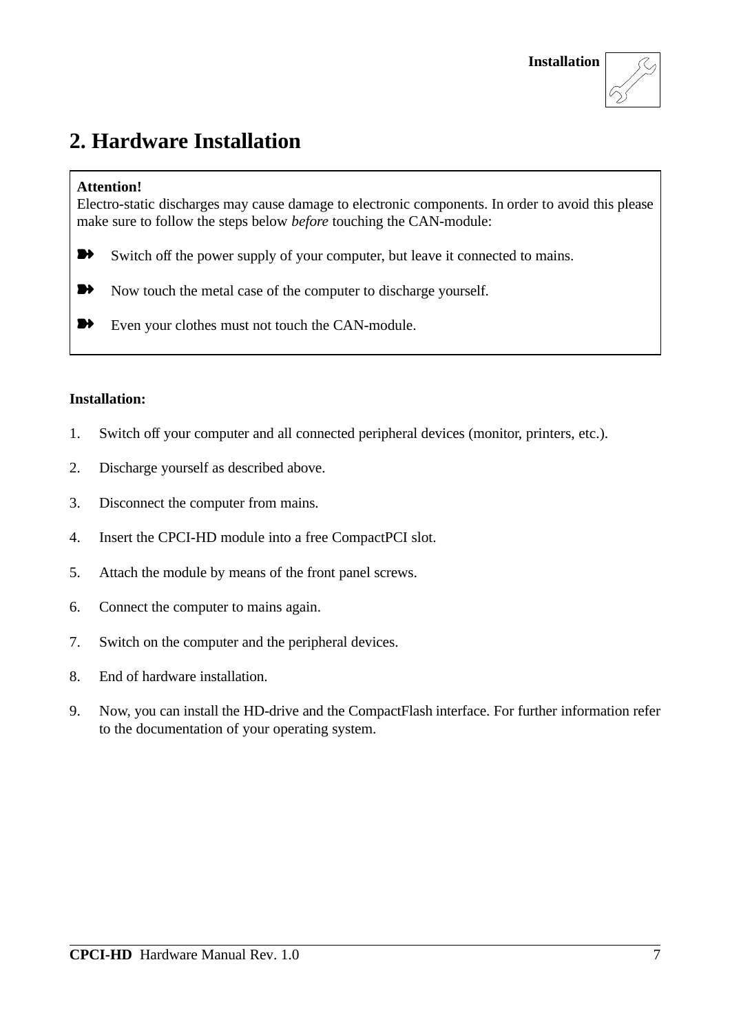# 2. Hardware Installation

**Attention!**
Electro-static discharges may cause damage to electronic components. In order to avoid this please make sure to follow the steps below *before* touching the CAN-module:

- Switch off the power supply of your computer, but leave it connected to mains.
- Now touch the metal case of the computer to discharge yourself.
- Even your clothes must not touch the CAN-module.

**Installation:**

1. Switch off your computer and all connected peripheral devices (monitor, printers, etc.).
2. Discharge yourself as described above.
3. Disconnect the computer from mains.
4. Insert the CPCI-HD module into a free CompactPCI slot.
5. Attach the module by means of the front panel screws.
6. Connect the computer to mains again.
7. Switch on the computer and the peripheral devices.
8. End of hardware installation.
9. Now, you can install the HD-drive and the CompactFlash interface. For further information refer to the documentation of your operating system.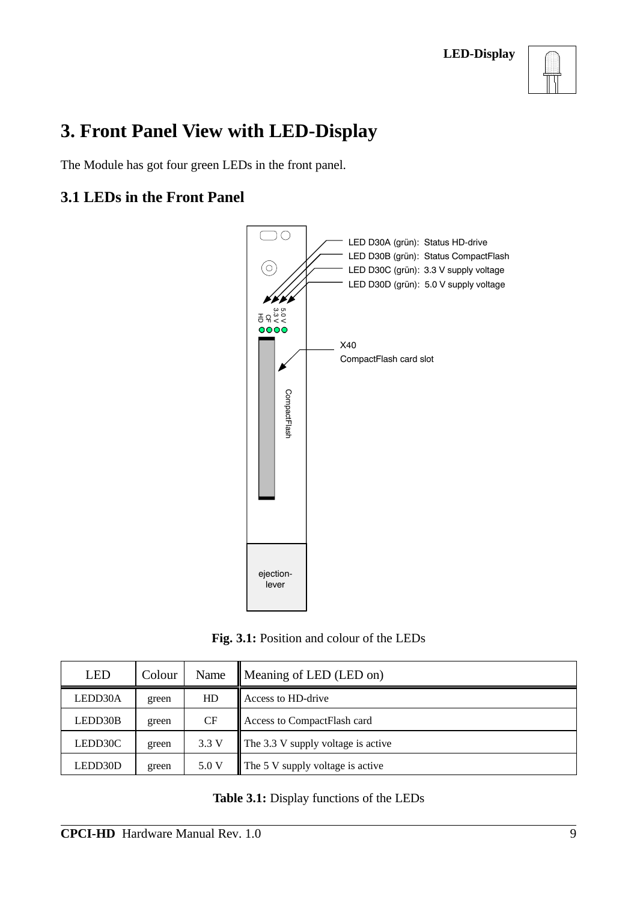# 3. Front Panel View with LED-Display

The Module has got four green LEDs in the front panel.

## 3.1 LEDs in the Front Panel

LED D30A (grün): Status HD-drive
LED D30B (grün): Status CompactFlash
LED D30C (grün): 3.3 V supply voltage
LED D30D (grün): 5.0 V supply voltage

X40
CompactFlash card slot

ejection-lever

**Fig. 3.1:** Position and colour of the LEDs

| LED | Colour | Name | Meaning of LED (LED on) |
|---|---|---|---|
| LEDD30A | green | HD | Access to HD-drive |
| LEDD30B | green | CF | Access to CompactFlash card |
| LEDD30C | green | 3.3 V | The 3.3 V supply voltage is active |
| LEDD30D | green | 5.0 V | The 5 V supply voltage is active |

**Table 3.1:** Display functions of the LEDs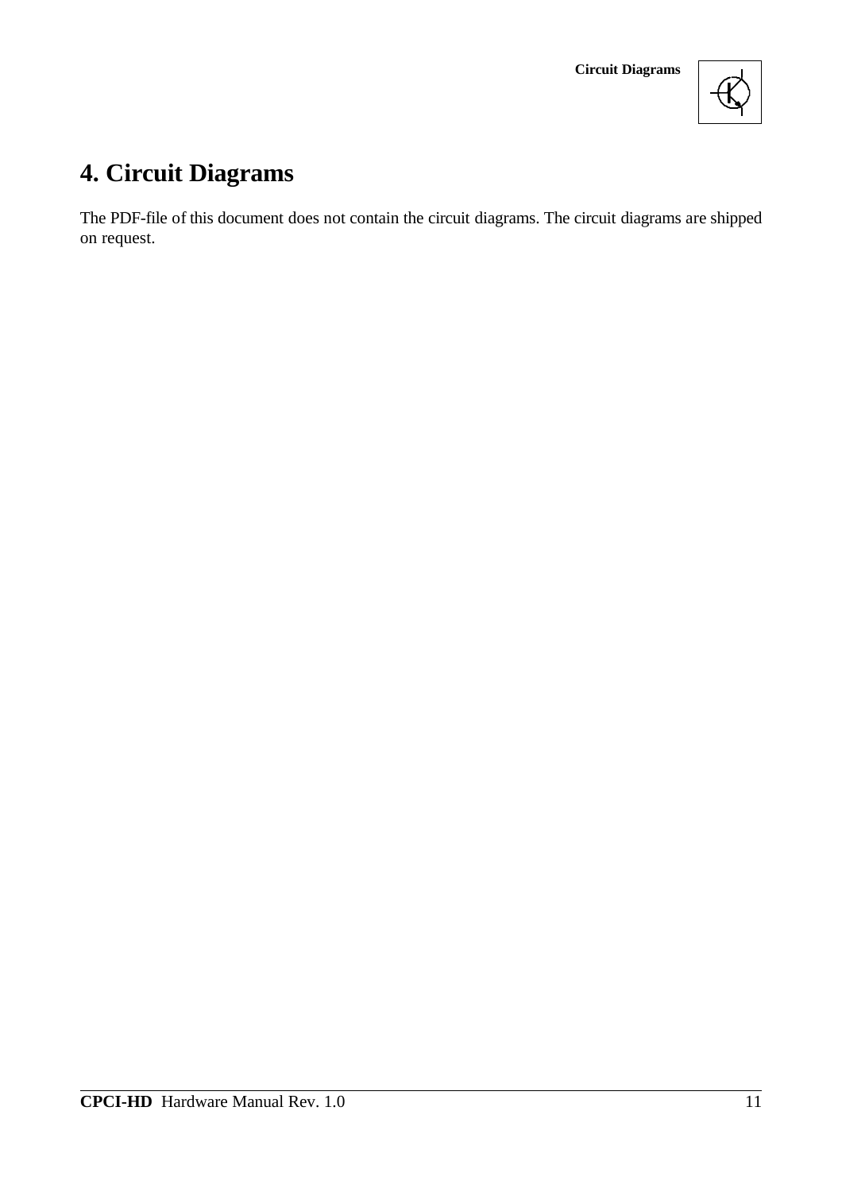# 4. Circuit Diagrams

The PDF-file of this document does not contain the circuit diagrams. The circuit diagrams are shipped on request.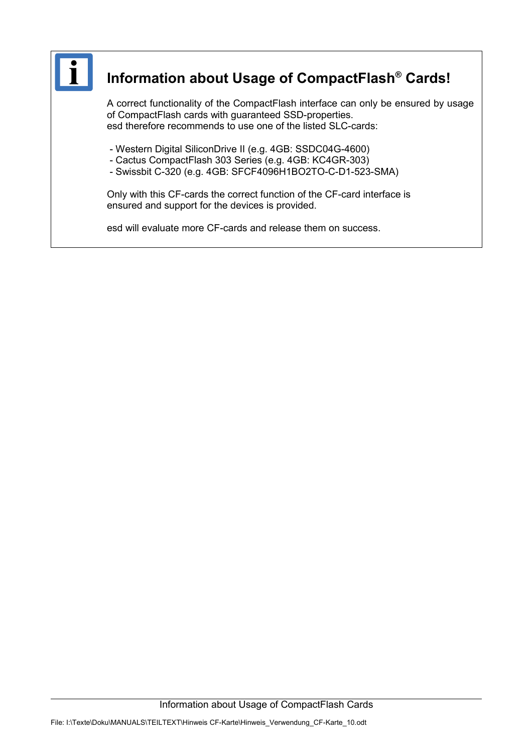## Information about Usage of CompactFlash® Cards!

A correct functionality of the CompactFlash interface can only be ensured by usage of CompactFlash cards with guaranteed SSD-properties.
esd therefore recommends to use one of the listed SLC-cards:

- Western Digital SiliconDrive II (e.g. 4GB: SSDC04G-4600)
- Cactus CompactFlash 303 Series (e.g. 4GB: KC4GR-303)
- Swissbit C-320 (e.g. 4GB: SFCF4096H1BO2TO-C-D1-523-SMA)

Only with this CF-cards the correct function of the CF-card interface is ensured and support for the devices is provided.

esd will evaluate more CF-cards and release them on success.